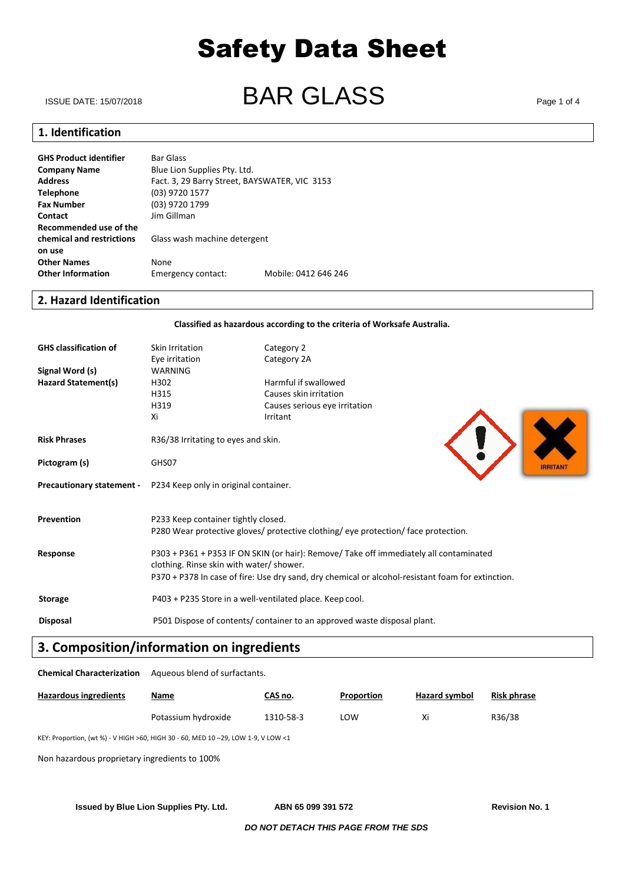# Safety Data Sheet

ISSUE DATE: 15/07/2018

# BAR GLASS

## 1. Identification

| | | |
|---|---|---|
| **GHS Product identifier** | Bar Glass | |
| **Company Name** | Blue Lion Supplies Pty. Ltd. | |
| **Address** | Fact. 3, 29 Barry Street, BAYSWATER, VIC 3153 | |
| **Telephone** | (03) 9720 1577 | |
| **Fax Number** | (03) 9720 1799 | |
| **Contact** | Jim Gillman | |
| **Recommended use of the chemical and restrictions on use** | Glass wash machine detergent | |
| **Other Names** | None | |
| **Other Information** | Emergency contact: | Mobile: 0412 646 246 |

## 2. Hazard Identification

**Classified as hazardous according to the criteria of Worksafe Australia.**

| | | |
|---|---|---|
| **GHS classification of** | Skin Irritation | Category 2 |
| | Eye irritation | Category 2A |
| **Signal Word (s)** | WARNING | |
| **Hazard Statement(s)** | H302 | Harmful if swallowed |
| | H315 | Causes skin irritation |
| | H319 | Causes serious eye irritation |
| | Xi | Irritant |

**Risk Phrases** R36/38 Irritating to eyes and skin.

**Pictogram (s)** GHS07

IRRITANT

**Precautionary statement -** P234 Keep only in original container.

**Prevention**
P233 Keep container tightly closed.
P280 Wear protective gloves/ protective clothing/ eye protection/ face protection.

**Response**
P303 + P361 + P353 IF ON SKIN (or hair): Remove/ Take off immediately all contaminated clothing. Rinse skin with water/ shower.
P370 + P378 In case of fire: Use dry sand, dry chemical or alcohol-resistant foam for extinction.

**Storage** P403 + P235 Store in a well-ventilated place. Keep cool.

**Disposal** P501 Dispose of contents/ container to an approved waste disposal plant.

## 3. Composition/information on ingredients

**Chemical Characterization** Aqueous blend of surfactants.

| Hazardous ingredients | Name | CAS no. | Proportion | Hazard symbol | Risk phrase |
|---|---|---|---|---|---|
| | Potassium hydroxide | 1310-58-3 | LOW | Xi | R36/38 |

KEY: Proportion, (wt %) - V HIGH >60, HIGH 30 - 60, MED 10 –29, LOW 1-9, V LOW <1

Non hazardous proprietary ingredients to 100%

**Issued by Blue Lion Supplies Pty. Ltd.** **ABN 65 099 391 572** **Revision No. 1**

***DO NOT DETACH THIS PAGE FROM THE SDS***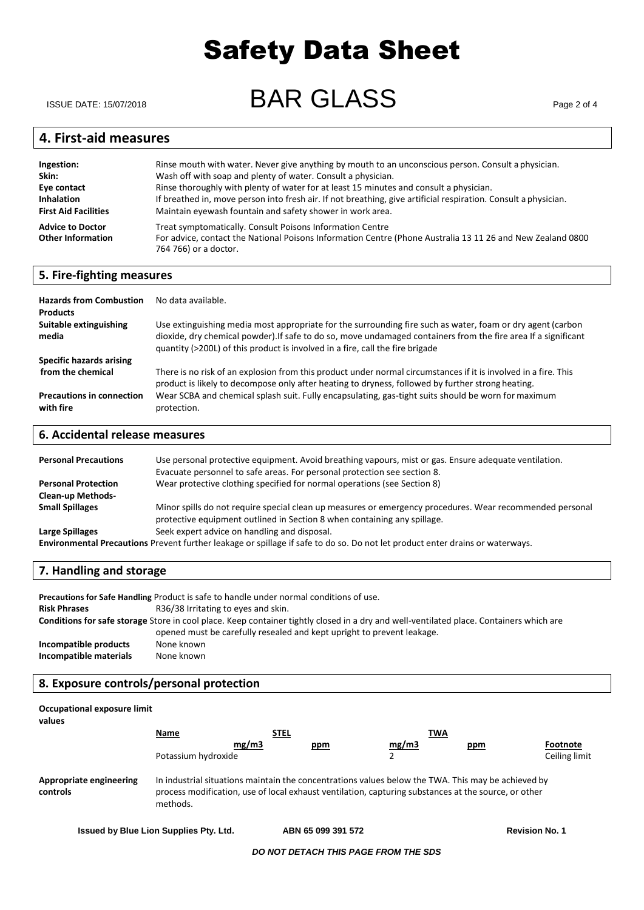## 4. First-aid measures

| | |
|---|---|
| **Ingestion:** | Rinse mouth with water. Never give anything by mouth to an unconscious person. Consult a physician. |
| **Skin:** | Wash off with soap and plenty of water. Consult a physician. |
| **Eye contact** | Rinse thoroughly with plenty of water for at least 15 minutes and consult a physician. |
| **Inhalation** | If breathed in, move person into fresh air. If not breathing, give artificial respiration. Consult a physician. |
| **First Aid Facilities** | Maintain eyewash fountain and safety shower in work area. |
| **Advice to Doctor** | Treat symptomatically. Consult Poisons Information Centre |
| **Other Information** | For advice, contact the National Poisons Information Centre (Phone Australia 13 11 26 and New Zealand 0800 764 766) or a doctor. |

## 5. Fire-fighting measures

| | |
|---|---|
| **Hazards from Combustion Products** | No data available. |
| **Suitable extinguishing media** | Use extinguishing media most appropriate for the surrounding fire such as water, foam or dry agent (carbon dioxide, dry chemical powder).If safe to do so, move undamaged containers from the fire area If a significant quantity (>200L) of this product is involved in a fire, call the fire brigade |
| **Specific hazards arising from the chemical** | There is no risk of an explosion from this product under normal circumstances if it is involved in a fire. This product is likely to decompose only after heating to dryness, followed by further strong heating. |
| **Precautions in connection with fire** | Wear SCBA and chemical splash suit. Fully encapsulating, gas-tight suits should be worn for maximum protection. |

## 6. Accidental release measures

| | |
|---|---|
| **Personal Precautions** | Use personal protective equipment. Avoid breathing vapours, mist or gas. Ensure adequate ventilation. Evacuate personnel to safe areas. For personal protection see section 8. |
| **Personal Protection** | Wear protective clothing specified for normal operations (see Section 8) |
| **Clean-up Methods- Small Spillages** | Minor spills do not require special clean up measures or emergency procedures. Wear recommended personal protective equipment outlined in Section 8 when containing any spillage. |
| **Large Spillages** | Seek expert advice on handling and disposal. |

**Environmental Precautions** Prevent further leakage or spillage if safe to do so. Do not let product enter drains or waterways.

## 7. Handling and storage

**Precautions for Safe Handling** Product is safe to handle under normal conditions of use.

**Risk Phrases** R36/38 Irritating to eyes and skin.

**Conditions for safe storage** Store in cool place. Keep container tightly closed in a dry and well-ventilated place. Containers which are opened must be carefully resealed and kept upright to prevent leakage.

**Incompatible products** None known

**Incompatible materials** None known

## 8. Exposure controls/personal protection

**Occupational exposure limit values**

| Name | STEL mg/m3 | STEL ppm | TWA mg/m3 | TWA ppm | Footnote |
|---|---|---|---|---|---|
| Potassium hydroxide | | | 2 | | Ceiling limit |

**Appropriate engineering controls** In industrial situations maintain the concentrations values below the TWA. This may be achieved by process modification, use of local exhaust ventilation, capturing substances at the source, or other methods.

Issued by Blue Lion Supplies Pty. Ltd. ABN 65 099 391 572 Revision No. 1

*DO NOT DETACH THIS PAGE FROM THE SDS*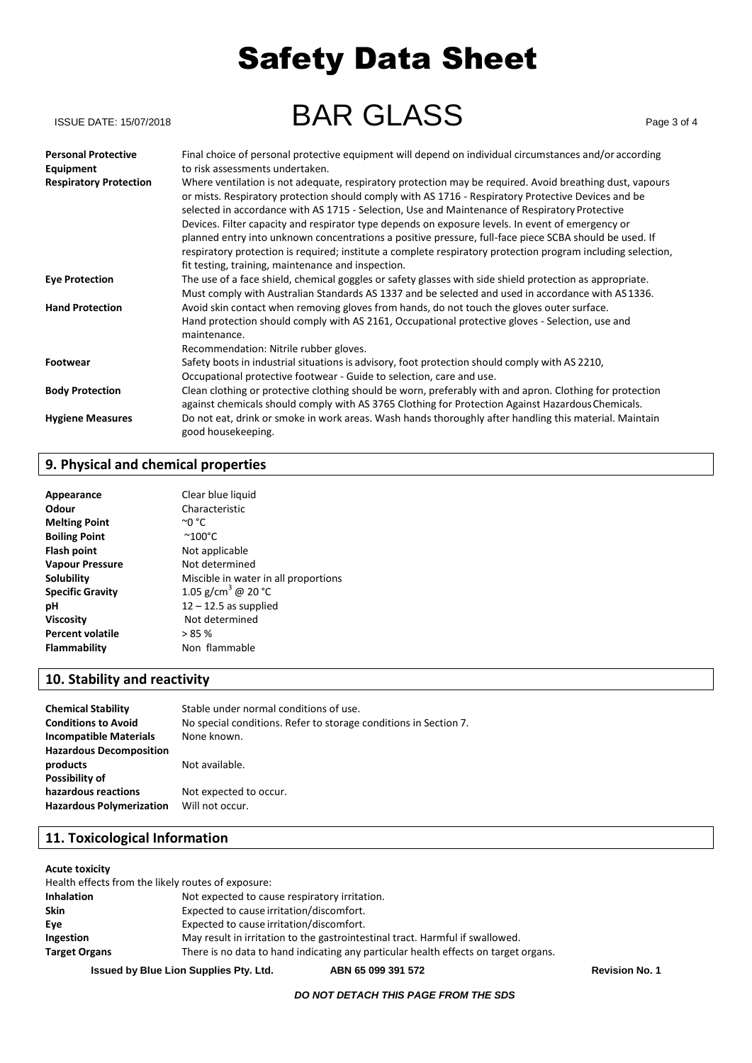| | |
|---|---|
| **Personal Protective Equipment** | Final choice of personal protective equipment will depend on individual circumstances and/or according to risk assessments undertaken. |
| **Respiratory Protection** | Where ventilation is not adequate, respiratory protection may be required. Avoid breathing dust, vapours or mists. Respiratory protection should comply with AS 1716 - Respiratory Protective Devices and be selected in accordance with AS 1715 - Selection, Use and Maintenance of Respiratory Protective Devices. Filter capacity and respirator type depends on exposure levels. In event of emergency or planned entry into unknown concentrations a positive pressure, full-face piece SCBA should be used. If respiratory protection is required; institute a complete respiratory protection program including selection, fit testing, training, maintenance and inspection. |
| **Eye Protection** | The use of a face shield, chemical goggles or safety glasses with side shield protection as appropriate. Must comply with Australian Standards AS 1337 and be selected and used in accordance with AS 1336. |
| **Hand Protection** | Avoid skin contact when removing gloves from hands, do not touch the gloves outer surface. Hand protection should comply with AS 2161, Occupational protective gloves - Selection, use and maintenance. Recommendation: Nitrile rubber gloves. |
| **Footwear** | Safety boots in industrial situations is advisory, foot protection should comply with AS 2210, Occupational protective footwear - Guide to selection, care and use. |
| **Body Protection** | Clean clothing or protective clothing should be worn, preferably with and apron. Clothing for protection against chemicals should comply with AS 3765 Clothing for Protection Against Hazardous Chemicals. |
| **Hygiene Measures** | Do not eat, drink or smoke in work areas. Wash hands thoroughly after handling this material. Maintain good housekeeping. |

## 9. Physical and chemical properties

| | |
|---|---|
| **Appearance** | Clear blue liquid |
| **Odour** | Characteristic |
| **Melting Point** | ~0 °C |
| **Boiling Point** | ~100°C |
| **Flash point** | Not applicable |
| **Vapour Pressure** | Not determined |
| **Solubility** | Miscible in water in all proportions |
| **Specific Gravity** | 1.05 g/cm$^3$ @ 20 °C |
| **pH** | 12 – 12.5 as supplied |
| **Viscosity** | Not determined |
| **Percent volatile** | > 85 % |
| **Flammability** | Non flammable |

## 10. Stability and reactivity

| | |
|---|---|
| **Chemical Stability** | Stable under normal conditions of use. |
| **Conditions to Avoid** | No special conditions. Refer to storage conditions in Section 7. |
| **Incompatible Materials** | None known. |
| **Hazardous Decomposition products** | Not available. |
| **Possibility of hazardous reactions** | Not expected to occur. |
| **Hazardous Polymerization** | Will not occur. |

## 11. Toxicological Information

**Acute toxicity**

Health effects from the likely routes of exposure:

| | |
|---|---|
| **Inhalation** | Not expected to cause respiratory irritation. |
| **Skin** | Expected to cause irritation/discomfort. |
| **Eye** | Expected to cause irritation/discomfort. |
| **Ingestion** | May result in irritation to the gastrointestinal tract. Harmful if swallowed. |
| **Target Organs** | There is no data to hand indicating any particular health effects on target organs. |

*DO NOT DETACH THIS PAGE FROM THE SDS*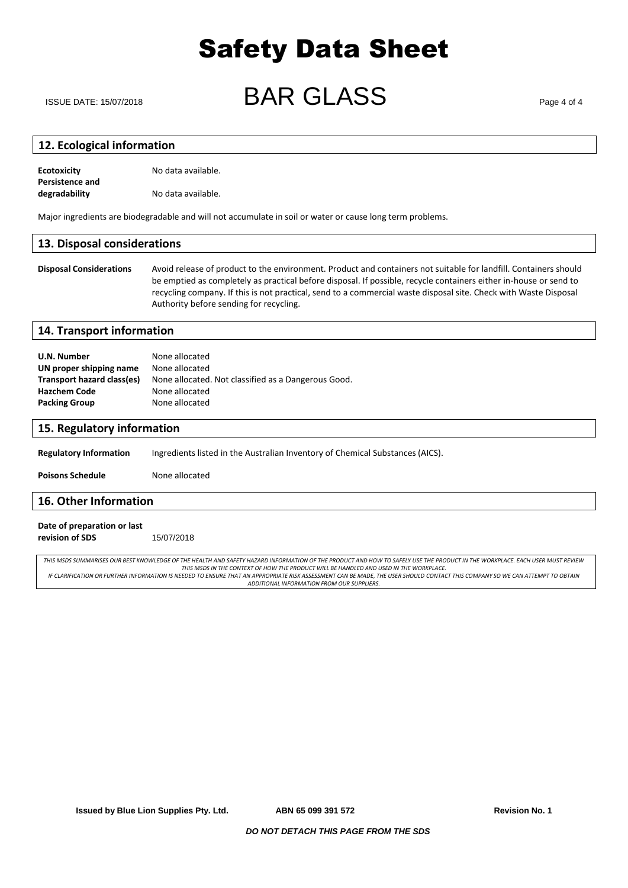## 12. Ecological information

| | |
|---|---|
| **Ecotoxicity** | No data available. |
| **Persistence and degradability** | No data available. |

Major ingredients are biodegradable and will not accumulate in soil or water or cause long term problems.

## 13. Disposal considerations

**Disposal Considerations** Avoid release of product to the environment. Product and containers not suitable for landfill. Containers should be emptied as completely as practical before disposal. If possible, recycle containers either in-house or send to recycling company. If this is not practical, send to a commercial waste disposal site. Check with Waste Disposal Authority before sending for recycling.

## 14. Transport information

| | |
|---|---|
| **U.N. Number** | None allocated |
| **UN proper shipping name** | None allocated |
| **Transport hazard class(es)** | None allocated. Not classified as a Dangerous Good. |
| **Hazchem Code** | None allocated |
| **Packing Group** | None allocated |

## 15. Regulatory information

| | |
|---|---|
| **Regulatory Information** | Ingredients listed in the Australian Inventory of Chemical Substances (AICS). |
| **Poisons Schedule** | None allocated |

## 16. Other Information

**Date of preparation or last revision of SDS** 15/07/2018

*THIS MSDS SUMMARISES OUR BEST KNOWLEDGE OF THE HEALTH AND SAFETY HAZARD INFORMATION OF THE PRODUCT AND HOW TO SAFELY USE THE PRODUCT IN THE WORKPLACE. EACH USER MUST REVIEW THIS MSDS IN THE CONTEXT OF HOW THE PRODUCT WILL BE HANDLED AND USED IN THE WORKPLACE.*
*IF CLARIFICATION OR FURTHER INFORMATION IS NEEDED TO ENSURE THAT AN APPROPRIATE RISK ASSESSMENT CAN BE MADE, THE USER SHOULD CONTACT THIS COMPANY SO WE CAN ATTEMPT TO OBTAIN ADDITIONAL INFORMATION FROM OUR SUPPLIERS.*